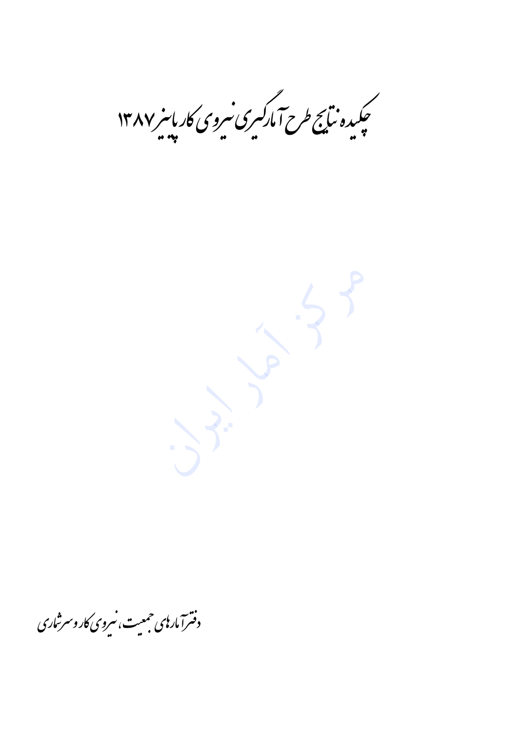# چکیده نتایج طرح آمارگیری نیروی کار پاییز ۱۳۸۷

دفتر آمارهای جمعیت، نیروی کار و سرشماری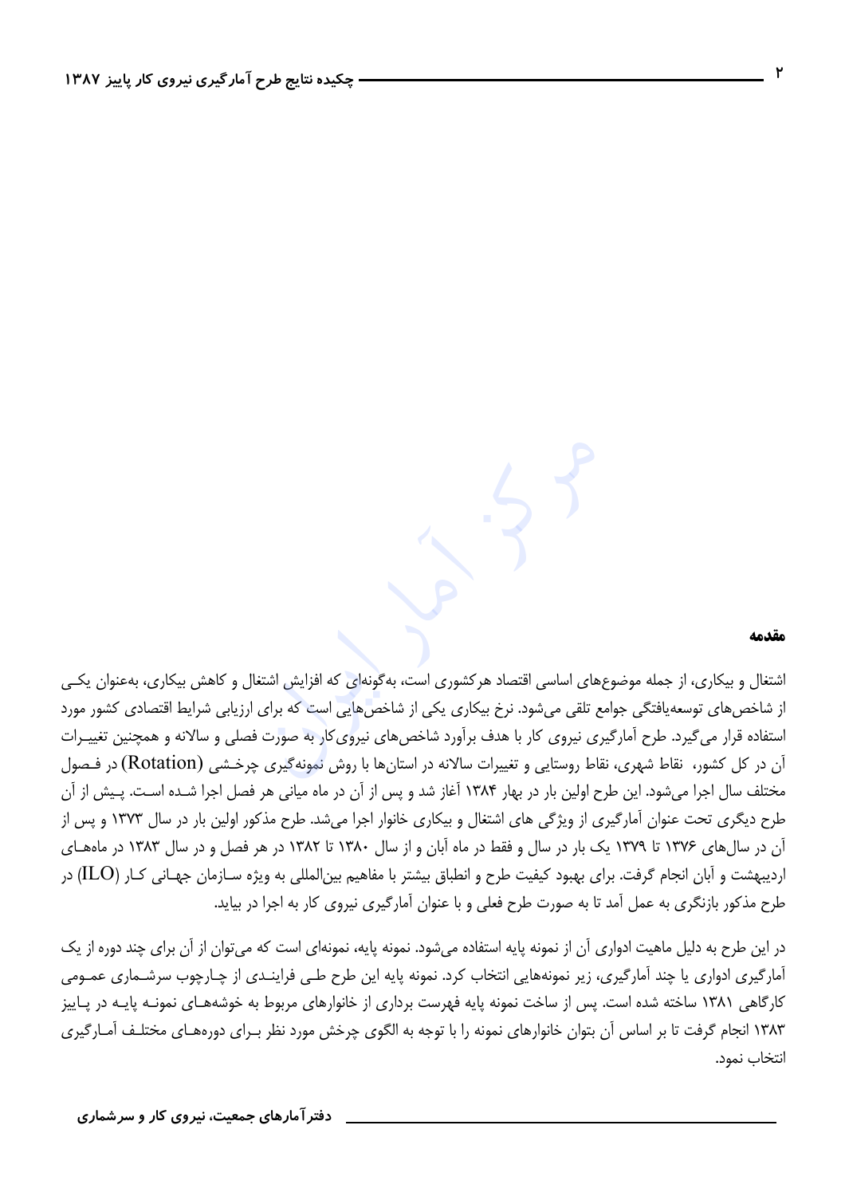## مقدمه

اشتغال و بیکاری، از جمله موضوع‌های اساسی اقتصاد هرکشوری است، به‌گونه‌ای که افزایش اشتغال و کاهش بیکاری، به‌عنوان یکی از شاخص‌های توسعه‌یافتگی جوامع تلقی می‌شود. نرخ بیکاری یکی از شاخص‌هایی است که برای ارزیابی شرایط اقتصادی کشور مورد استفاده قرار می‌گیرد. طرح آمارگیری نیروی کار با هدف برآورد شاخص‌های نیروی‌کار به صورت فصلی و سالانه و همچنین تغییرات آن در کل کشور، نقاط شهری، نقاط روستایی و تغییرات سالانه در استان‌ها با روش نمونه‌گیری چرخشی (Rotation) در فصول مختلف سال اجرا می‌شود. این طرح اولین بار در بهار ۱۳۸۴ آغاز شد و پس از آن در ماه میانی هر فصل اجرا شده است. پیش از آن طرح دیگری تحت عنوان آمارگیری از ویژگی های اشتغال و بیکاری خانوار اجرا می‌شد. طرح مذکور اولین بار در سال ۱۳۷۳ و پس از آن در سال‌های ۱۳۷۶ تا ۱۳۷۹ یک بار در سال و فقط در ماه آبان و از سال ۱۳۸۰ تا ۱۳۸۲ در هر فصل و در سال ۱۳۸۳ در ماه‌های اردیبهشت و آبان انجام گرفت. برای بهبود کیفیت طرح و انطباق بیشتر با مفاهیم بین‌المللی به ویژه سازمان جهانی کار (ILO) در طرح مذکور بازنگری به عمل آمد تا به صورت طرح فعلی و با عنوان آمارگیری نیروی کار به اجرا در بیاید.

در این طرح به دلیل ماهیت ادواری آن از نمونه پایه استفاده می‌شود. نمونه پایه، نمونه‌ای است که می‌توان از آن برای چند دوره از یک آمارگیری ادواری یا چند آمارگیری، زیر نمونه‌هایی انتخاب کرد. نمونه پایه این طرح طی فرایندی از چارچوب سرشماری عمومی کارگاهی ۱۳۸۱ ساخته شده است. پس از ساخت نمونه پایه فهرست برداری از خانوارهای مربوط به خوشه‌های نمونه پایه در پاییز ۱۳۸۳ انجام گرفت تا بر اساس آن بتوان خانوارهای نمونه را با توجه به الگوی چرخش مورد نظر برای دوره‌های مختلف آمارگیری انتخاب نمود.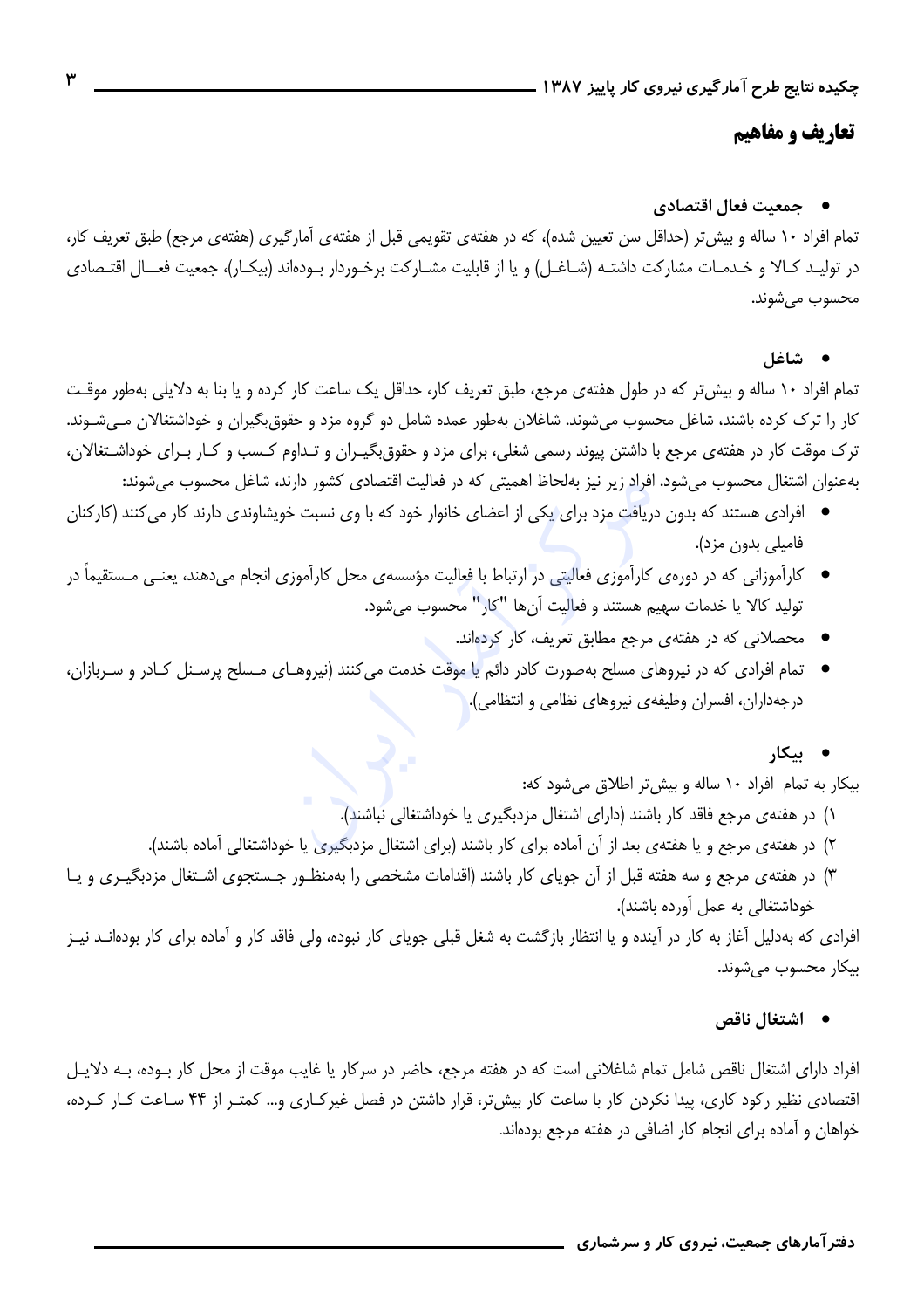## تعاریف و مفاهیم

- **جمعیت فعال اقتصادی**

تمام افراد ۱۰ ساله و بیش‌تر (حداقل سن تعیین شده)، که در هفته‌ی تقویمی قبل از هفته‌ی آمارگیری (هفته‌ی مرجع) طبق تعریف کار، در تولید کالا و خدمات مشارکت داشته (شاغل) و یا از قابلیت مشارکت برخوردار بوده‌اند (بیکار)، جمعیت فعال اقتصادی محسوب می‌شوند.

- **شاغل**

تمام افراد ۱۰ ساله و بیش‌تر که در طول هفته‌ی مرجع، طبق تعریف کار، حداقل یک ساعت کار کرده و یا بنا به دلایلی به‌طور موقت کار را ترک کرده باشند، شاغل محسوب می‌شوند. شاغلان به‌طور عمده شامل دو گروه مزد و حقوق‌بگیران و خوداشتغالان می‌شوند. ترک موقت کار در هفته‌ی مرجع با داشتن پیوند رسمی شغلی، برای مزد و حقوق‌بگیران و تداوم کسب و کار برای خوداشتغالان، به‌عنوان اشتغال محسوب می‌شود. افراد زیر نیز به‌لحاظ اهمیتی که در فعالیت اقتصادی کشور دارند، شاغل محسوب می‌شوند:

- افرادی هستند که بدون دریافت مزد برای یکی از اعضای خانوار خود که با وی نسبت خویشاوندی دارند کار می‌کنند (کارکنان فامیلی بدون مزد).
- کارآموزانی که در دوره‌ی کارآموزی فعالیتی در ارتباط با فعالیت مؤسسه‌ی محل کارآموزی انجام می‌دهند، یعنی مستقیماً در تولید کالا یا خدمات سهیم هستند و فعالیت آن‌ها "کار" محسوب می‌شود.
- محصلانی که در هفته‌ی مرجع مطابق تعریف، کار کرده‌اند.
- تمام افرادی که در نیروهای مسلح به‌صورت کادر دائم یا موقت خدمت می‌کنند (نیروهای مسلح پرسنل کادر و سربازان، درجه‌داران، افسران وظیفه‌ی نیروهای نظامی و انتظامی).

- **بیکار**

بیکار به تمام افراد ۱۰ ساله و بیش‌تر اطلاق می‌شود که:

۱) در هفته‌ی مرجع فاقد کار باشند (دارای اشتغال مزدبگیری یا خوداشتغالی نباشند).

۲) در هفته‌ی مرجع و یا هفته‌ی بعد از آن آماده برای کار باشند (برای اشتغال مزدبگیری یا خوداشتغالی آماده باشند).

۳) در هفته‌ی مرجع و سه هفته قبل از آن جویای کار باشند (اقدامات مشخصی را به‌منظور جستجوی اشتغال مزدبگیری و یا خوداشتغالی به عمل آورده باشند).

افرادی که به‌دلیل آغاز به کار در آینده و یا انتظار بازگشت به شغل قبلی جویای کار نبوده، ولی فاقد کار و آماده برای کار بوده‌اند نیز بیکار محسوب می‌شوند.

- **اشتغال ناقص**

افراد دارای اشتغال ناقص شامل تمام شاغلانی است که در هفته مرجع، حاضر در سرکار یا غایب موقت از محل کار بوده، به دلایل اقتصادی نظیر رکود کاری، پیدا نکردن کار با ساعت کار بیش‌تر، قرار داشتن در فصل غیرکاری و... کمتر از ۴۴ ساعت کار کرده، خواهان و آماده برای انجام کار اضافی در هفته مرجع بوده‌اند.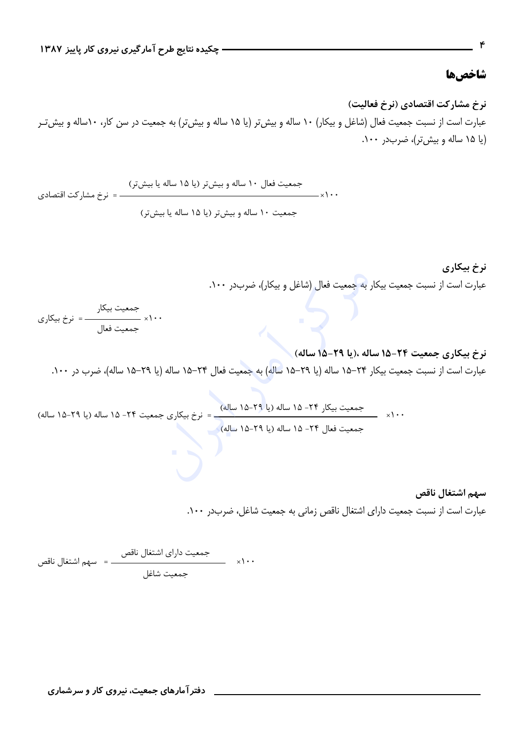## شاخص‌ها

### نرخ مشارکت اقتصادی (نرخ فعالیت)

عبارت است از نسبت جمعیت فعال (شاغل و بیکار) ۱۰ ساله و بیش‌تر (یا ۱۵ ساله و بیش‌تر) به جمعیت در سن کار، ۱۰ساله و بیش‌تر (یا ۱۵ ساله و بیش‌تر)، ضرب‌در ۱۰۰.

$$\text{نرخ مشارکت اقتصادی} = \frac{\text{جمعیت فعال ۱۰ ساله و بیش‌تر (یا ۱۵ ساله یا بیش‌تر)}}{\text{جمعیت ۱۰ ساله و بیش‌تر (یا ۱۵ ساله یا بیش‌تر)}} \times ۱۰۰$$

### نرخ بیکاری

عبارت است از نسبت جمعیت بیکار به جمعیت فعال (شاغل و بیکار)، ضرب‌در ۱۰۰.

$$\text{نرخ بیکاری} = \frac{\text{جمعیت بیکار}}{\text{جمعیت فعال}} \times ۱۰۰$$

### نرخ بیکاری جمعیت ۲۴-۱۵ ساله ،(یا ۲۹-۱۵ ساله)

عبارت است از نسبت جمعیت بیکار ۲۴-۱۵ ساله (یا ۲۹-۱۵ ساله) به جمعیت فعال ۲۴-۱۵ ساله (یا ۲۹-۱۵ ساله)، ضرب در ۱۰۰.

$$\text{نرخ بیکاری جمعیت ۲۴- ۱۵ ساله (یا ۲۹-۱۵ ساله)} = \frac{\text{جمعیت بیکار ۲۴- ۱۵ ساله (یا ۲۹-۱۵ ساله)}}{\text{جمعیت فعال ۲۴- ۱۵ ساله (یا ۲۹-۱۵ ساله)}} \times ۱۰۰$$

### سهم اشتغال ناقص

عبارت است از نسبت جمعیت دارای اشتغال ناقص زمانی به جمعیت شاغل، ضرب‌در ۱۰۰.

$$\text{سهم اشتغال ناقص} = \frac{\text{جمعیت دارای اشتغال ناقص}}{\text{جمعیت شاغل}} \times ۱۰۰$$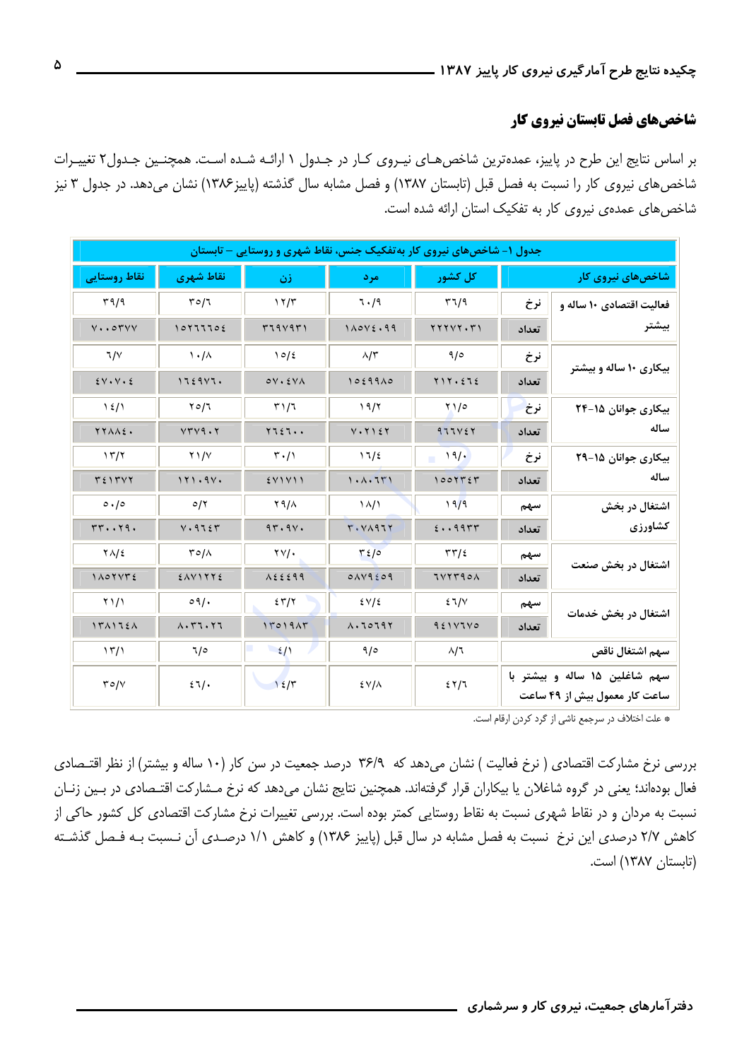## شاخص‌های فصل تابستان نیروی کار

بر اساس نتایج این طرح در پاییز، عمده‌ترین شاخص‌های نیروی کار در جدول ۱ ارائه شده است. همچنین جدول۲ تغییرات شاخص‌های نیروی کار را نسبت به فصل قبل (تابستان ۱۳۸۷) و فصل مشابه سال گذشته (پاییز۱۳۸۶) نشان می‌دهد. در جدول ۳ نیز شاخص‌های عمده‌ی نیروی کار به تفکیک استان ارائه شده است.

| جدول ۱ - شاخص‌های نیروی کار به‌تفکیک جنس، نقاط شهری و روستایی – تابستان | | | | | | |
|---|---|---|---|---|---|---|
| شاخص‌های نیروی کار | | کل کشور | مرد | زن | نقاط شهری | نقاط روستایی |
| فعالیت اقتصادی ۱۰ ساله و بیشتر | نرخ | ۳۶/۹ | ۶۰/۹ | ۱۲/۳ | ۳۵/۶ | ۳۹/۹ |
| | تعداد | ۲۲۲۷۲۰۳۱ | ۱۸۵۷۴۰۹۹ | ۳۶۹۷۹۳۱ | ۱۵۲۶۶۶۵۴ | ۷۰۰۵۳۷۷ |
| بیکاری ۱۰ ساله و بیشتر | نرخ | ۹/۵ | ۸/۳ | ۱۵/۴ | ۱۰/۸ | ۶/۷ |
| | تعداد | ۲۱۲۰۴۶۴ | ۱۵۴۹۹۸۵ | ۵۷۰۴۷۸ | ۱۶۴۹۷۶۰ | ۴۷۰۷۰۴ |
| بیکاری جوانان ۱۵-۲۴ ساله | نرخ | ۲۱/۵ | ۱۹/۲ | ۳۱/۶ | ۲۵/۶ | ۱۴/۱ |
| | تعداد | ۹۶۶۷۴۲ | ۷۰۲۱۴۲ | ۲۶۴۶۰۰ | ۷۳۷۹۰۲ | ۲۲۸۸۴۰ |
| بیکاری جوانان ۱۵-۲۹ ساله | نرخ | ۱۹/۰ | ۱۶/۴ | ۳۰/۱ | ۲۱/۷ | ۱۳/۲ |
| | تعداد | ۱۵۵۳۳۴۳ | ۱۰۸۰۶۳۱ | ۴۷۱۷۱۱ | ۱۲۱۰۹۷۰ | ۳۴۱۳۷۲ |
| اشتغال در بخش کشاورزی | سهم | ۱۹/۹ | ۱۸/۱ | ۲۹/۸ | ۵/۲ | ۵۰/۵ |
| | تعداد | ۴۰۰۹۹۳۳ | ۳۰۷۸۹۶۲ | ۹۳۰۹۷۰ | ۷۰۹۶۴۳ | ۳۳۰۰۲۹۰ |
| اشتغال در بخش صنعت | سهم | ۳۳/۴ | ۳۴/۵ | ۲۷/۰ | ۳۵/۸ | ۲۸/۴ |
| | تعداد | ۶۷۲۳۹۵۸ | ۵۸۷۹۴۵۹ | ۸۴۴۴۹۹ | ۴۸۷۱۲۲۴ | ۱۸۵۲۷۳۴ |
| اشتغال در بخش خدمات | سهم | ۴۶/۷ | ۴۷/۴ | ۴۳/۲ | ۵۹/۰ | ۲۱/۱ |
| | تعداد | ۹۴۱۷۶۷۵ | ۸۰۶۵۶۹۲ | ۱۳۵۱۹۸۳ | ۸۰۳۶۰۲۶ | ۱۳۸۱۶۴۸ |
| سهم اشتغال ناقص | | ۸/۶ | ۹/۵ | ۴/۱ | ۶/۵ | ۱۳/۱ |
| سهم شاغلین ۱۵ ساله و بیشتر با ساعت کار معمول بیش از ۴۹ ساعت | | ۴۲/۶ | ۴۷/۸ | ۱۴/۳ | ۴۶/۰ | ۳۵/۷ |

* علت اختلاف در مرجمع ناشی از گرد کردن ارقام است.

بررسی نرخ مشارکت اقتصادی ( نرخ فعالیت ) نشان می‌دهد که ۳۶/۹ درصد جمعیت در سن کار (۱۰ ساله و بیشتر) از نظر اقتصادی فعال بوده‌اند؛ یعنی در گروه شاغلان یا بیکاران قرار گرفته‌اند. همچنین نتایج نشان می‌دهد که نرخ مشارکت اقتصادی در بین زنان نسبت به مردان و در نقاط شهری نسبت به نقاط روستایی کمتر بوده است. بررسی تغییرات نرخ مشارکت اقتصادی کل کشور حاکی از کاهش ۲/۷ درصدی این نرخ نسبت به فصل مشابه در سال قبل (پاییز ۱۳۸۶) و کاهش ۱/۱ درصدی آن نسبت به فصل گذشته (تابستان ۱۳۸۷) است.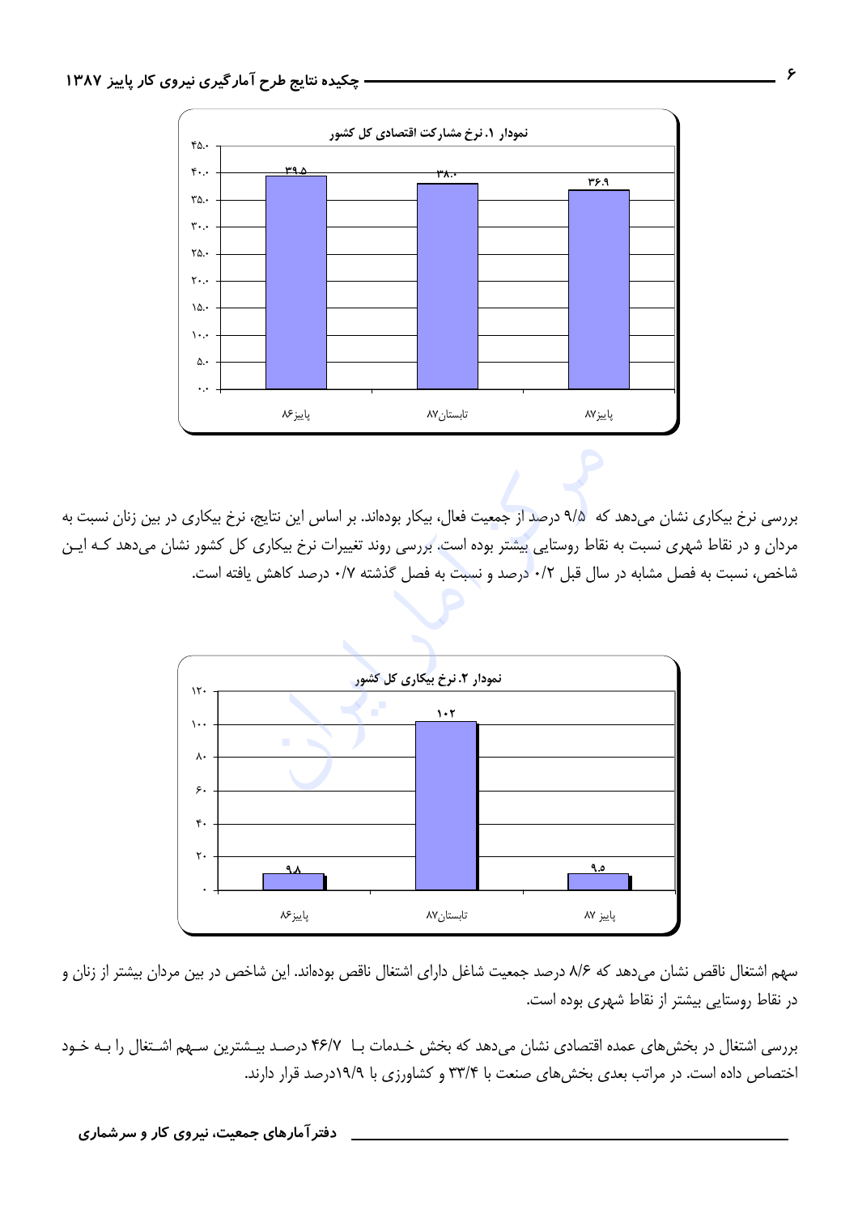**نمودار ۱. نرخ مشارکت اقتصادی کل کشور**

| پاییز۸۶ | تابستان۸۷ | پاییز۸۷ |
|---|---|---|
| ۳۹.۵ | ۳۸.۰ | ۳۶.۹ |

بررسی نرخ بیکاری نشان می‌دهد که ۹/۵ درصد از جمعیت فعال، بیکار بوده‌اند. بر اساس این نتایج، نرخ بیکاری در بین زنان نسبت به مردان و در نقاط شهری نسبت به نقاط روستایی بیشتر بوده است. بررسی روند تغییرات نرخ بیکاری کل کشور نشان می‌دهد که این شاخص، نسبت به فصل مشابه در سال قبل ۰/۲ درصد و نسبت به فصل گذشته ۰/۷ درصد کاهش یافته است.

**نمودار ۲. نرخ بیکاری کل کشور**

| پاییز۸۶ | تابستان۸۷ | پاییز ۸۷ |
|---|---|---|
| ۹.۸ | ۱۰۲ | ۹.۵ |

سهم اشتغال ناقص نشان می‌دهد که ۸/۶ درصد جمعیت شاغل دارای اشتغال ناقص بوده‌اند. این شاخص در بین مردان بیشتر از زنان و در نقاط روستایی بیشتر از نقاط شهری بوده است.

بررسی اشتغال در بخش‌های عمده اقتصادی نشان می‌دهد که بخش خدمات با ۴۶/۷ درصد بیشترین سهم اشتغال را به خود اختصاص داده است. در مراتب بعدی بخش‌های صنعت با ۳۳/۴ و کشاورزی با ۱۹/۹درصد قرار دارند.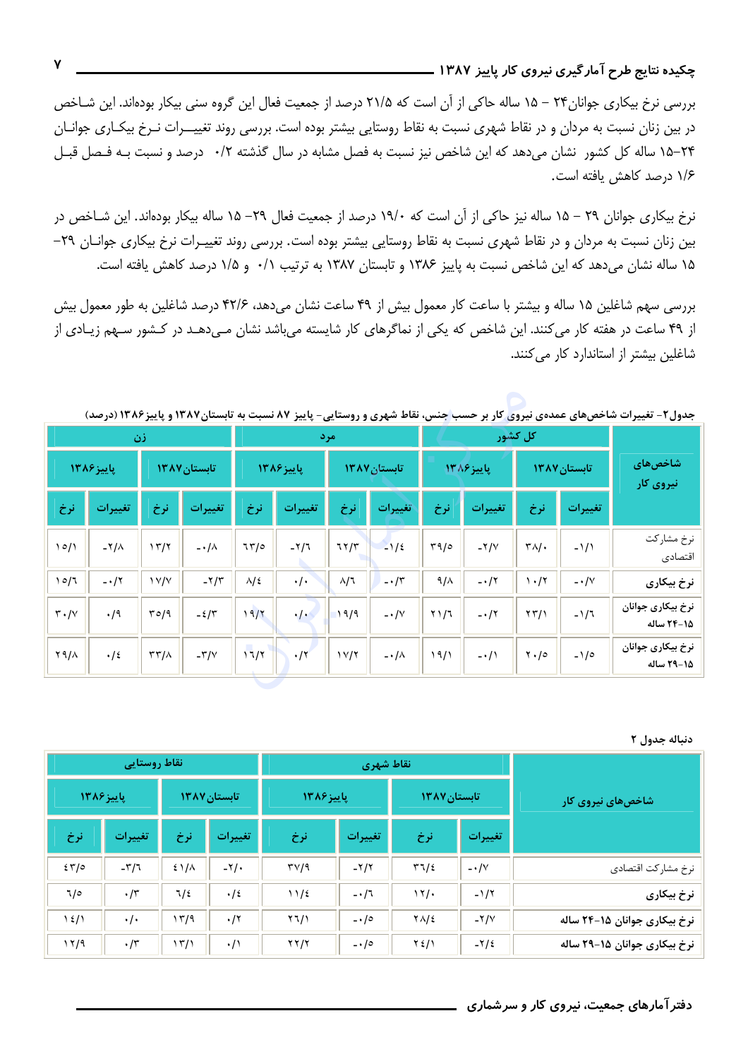بررسی نرخ بیکاری جوانان۲۴ – ۱۵ ساله حاکی از آن است که ۲۱/۵ درصد از جمعیت فعال این گروه سنی بیکار بوده‌اند. این شاخص در بین زنان نسبت به مردان و در نقاط شهری نسبت به نقاط روستایی بیشتر بوده است. بررسی روند تغییرات نرخ بیکاری جوانان ۲۴–۱۵ ساله کل کشور نشان می‌دهد که این شاخص نیز نسبت به فصل مشابه در سال گذشته ۰/۲ درصد و نسبت بـه فـصل قبـل ۱/۶ درصد کاهش یافته است.

نرخ بیکاری جوانان ۲۹ – ۱۵ ساله نیز حاکی از آن است که ۱۹/۰ درصد از جمعیت فعال ۲۹– ۱۵ ساله بیکار بوده‌اند. این شاخص در بین زنان نسبت به مردان و در نقاط شهری نسبت به نقاط روستایی بیشتر بوده است. بررسی روند تغییرات نرخ بیکاری جوانان ۲۹–۱۵ ساله نشان می‌دهد که این شاخص نسبت به پاییز ۱۳۸۶ و تابستان ۱۳۸۷ به ترتیب ۰/۱ و ۱/۵ درصد کاهش یافته است.

بررسی سهم شاغلین ۱۵ ساله و بیشتر با ساعت کار معمول بیش از ۴۹ ساعت نشان می‌دهد، ۴۲/۶ درصد شاغلین به طور معمول بیش از ۴۹ ساعت در هفته کار می‌کنند. این شاخص که یکی از نماگرهای کار شایسته می‌باشد نشان مـی‌دهـد در کـشور سـهم زیـادی از شاغلین بیشتر از استاندارد کار می‌کنند.

جدول۲- تغییرات شاخص‌های عمده‌ی نیروی کار بر حسب جنس، نقاط شهری و روستایی- پاییز ۸۷ نسبت به تابستان۱۳۸۷ و پاییز۱۳۸۶ (درصد)

| شاخص‌های نیروی کار | کل کشور | | | | مرد | | | | زن | | | |
|---|---|---|---|---|---|---|---|---|---|---|---|---|
| | تابستان ۱۳۸۷ | | پاییز ۱۳۸۶ | | تابستان ۱۳۸۷ | | پاییز ۱۳۸۶ | | تابستان ۱۳۸۷ | | پاییز ۱۳۸۶ | |
| | تغییرات | نرخ | تغییرات | نرخ | تغییرات | نرخ | تغییرات | نرخ | تغییرات | نرخ | تغییرات | نرخ |
| نرخ مشارکت اقتصادی | -۱/۱ | ۳۸/۰ | -۲/۷ | ۳۹/۵ | -۱/۴ | ۶۲/۳ | -۲/۶ | ۶۳/۵ | -۰/۸ | ۱۳/۲ | -۲/۸ | ۱۵/۱ |
| نرخ بیکاری | -۰/۷ | ۱۰/۲ | -۰/۲ | ۹/۸ | -۰/۳ | ۸/۶ | ۰/۰ | ۸/۴ | -۲/۳ | ۱۷/۷ | -۰/۲ | ۱۵/۶ |
| نرخ بیکاری جوانان ۱۵–۲۴ ساله | -۱/۶ | ۲۳/۱ | -۰/۲ | ۲۱/۶ | -۰/۷ | ۱۹/۹ | ۰/۰ | ۱۹/۲ | -۴/۳ | ۳۵/۹ | ۰/۹ | ۳۰/۷ |
| نرخ بیکاری جوانان ۱۵–۲۹ ساله | -۱/۵ | ۲۰/۵ | -۰/۱ | ۱۹/۱ | -۰/۸ | ۱۷/۲ | ۰/۲ | ۱۶/۲ | -۳/۷ | ۳۳/۸ | ۰/۴ | ۲۹/۸ |

دنباله جدول ۲

| شاخص‌های نیروی کار | نقاط شهری | | | | نقاط روستایی | | | |
|---|---|---|---|---|---|---|---|---|
| | تابستان ۱۳۸۷ | | پاییز ۱۳۸۶ | | تابستان ۱۳۸۷ | | پاییز ۱۳۸۶ | |
| | تغییرات | نرخ | تغییرات | نرخ | تغییرات | نرخ | تغییرات | نرخ |
| نرخ مشارکت اقتصادی | -۰/۷ | ۳۶/۴ | -۲/۲ | ۳۷/۹ | -۲/۰ | ۴۱/۸ | -۳/۶ | ۴۳/۵ |
| نرخ بیکاری | -۱/۲ | ۱۲/۰ | -۰/۶ | ۱۱/۴ | ۰/۴ | ۶/۴ | ۰/۳ | ۶/۵ |
| نرخ بیکاری جوانان ۱۵–۲۴ ساله | -۲/۷ | ۲۸/۴ | -۰/۵ | ۲۶/۱ | ۰/۲ | ۱۳/۹ | ۰/۰ | ۱۴/۱ |
| نرخ بیکاری جوانان ۱۵–۲۹ ساله | -۲/۴ | ۲۴/۱ | -۰/۵ | ۲۲/۲ | ۰/۱ | ۱۳/۱ | ۰/۳ | ۱۲/۹ |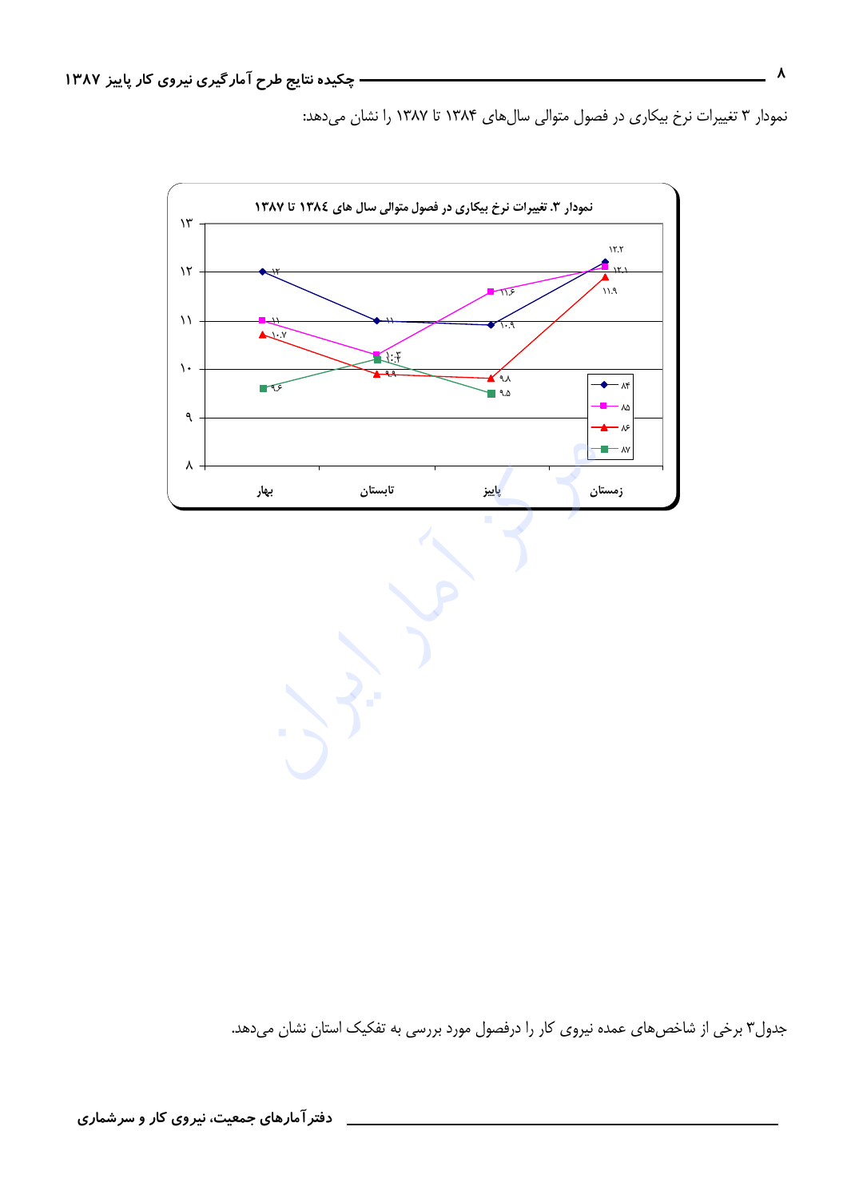نمودار ۳ تغییرات نرخ بیکاری در فصول متوالی سال‌های ۱۳۸۴ تا ۱۳۸۷ را نشان می‌دهد:

**نمودار ۳. تغییرات نرخ بیکاری در فصول متوالی سال های ۱۳۸٤ تا ۱۳۸۷**

جدول۳ برخی از شاخص‌های عمده نیروی کار را درفصول مورد بررسی به تفکیک استان نشان می‌دهد.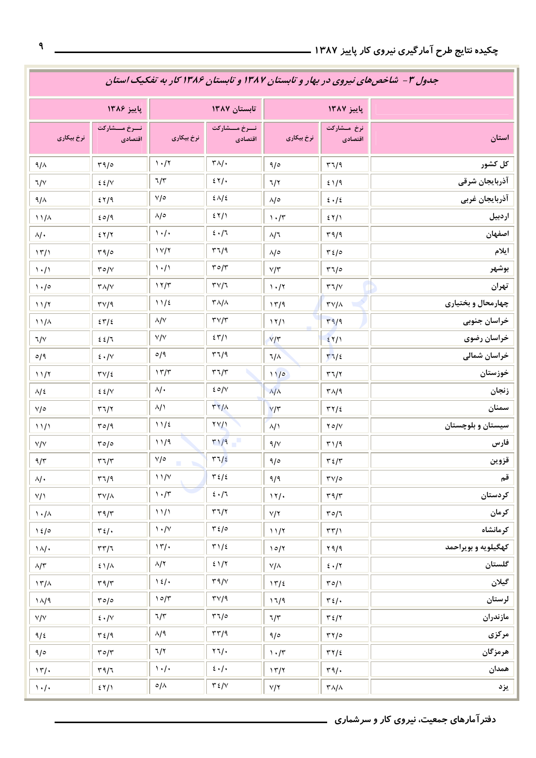جدول ۳- شاخص‌های نیروی در بهار و تابستان ۱۳۸۷ و تابستان ۱۳۸۶ کار به تفکیک استان

| استان | پاییز ۱۳۸۷ | | تابستان ۱۳۸۷ | | پاییز ۱۳۸۶ | |
|---|---|---|---|---|---|---|
| | نرخ مشارکت اقتصادی | نرخ بیکاری | نرخ مشارکت اقتصادی | نرخ بیکاری | نرخ مشارکت اقتصادی | نرخ بیکاری |
| کل کشور | ۳۶/۹ | ۹/۵ | ۳۸/۰ | ۱۰/۲ | ۳۹/۵ | ۹/۸ |
| آذربایجان شرقی | ۴۱/۹ | ۶/۲ | ۴۲/۰ | ۶/۳ | ۴۴/۷ | ۶/۷ |
| آذربایجان غربی | ۴۰/۴ | ۸/۵ | ۴۸/۴ | ۷/۵ | ۴۲/۹ | ۹/۸ |
| اردبیل | ۴۲/۱ | ۱۰/۳ | ۴۲/۱ | ۸/۵ | ۴۵/۹ | ۱۱/۸ |
| اصفهان | ۳۹/۹ | ۸/۶ | ۴۰/۶ | ۱۰/۰ | ۴۲/۲ | ۸/۰ |
| ایلام | ۳۴/۵ | ۸/۵ | ۳۶/۹ | ۱۷/۲ | ۳۹/۵ | ۱۳/۱ |
| بوشهر | ۳۶/۵ | ۷/۳ | ۳۵/۳ | ۱۰/۱ | ۳۵/۷ | ۱۰/۱ |
| تهران | ۳۶/۷ | ۱۰/۲ | ۳۷/۶ | ۱۲/۳ | ۳۸/۷ | ۱۰/۵ |
| چهارمحال و بختیاری | ۳۷/۸ | ۱۳/۹ | ۳۸/۸ | ۱۱/۴ | ۳۷/۹ | ۱۱/۲ |
| خراسان جنوبی | ۳۹/۹ | ۱۲/۱ | ۳۷/۳ | ۸/۷ | ۴۳/۴ | ۱۱/۸ |
| خراسان رضوی | ۴۲/۱ | ۷/۳ | ۴۳/۱ | ۷/۷ | ۴۴/۶ | ۶/۷ |
| خراسان شمالی | ۳۶/۴ | ۶/۸ | ۳۶/۹ | ۵/۹ | ۴۰/۷ | ۵/۹ |
| خوزستان | ۳۶/۲ | ۱۱/۵ | ۳۶/۳ | ۱۳/۳ | ۳۷/۴ | ۱۱/۲ |
| زنجان | ۳۸/۹ | ۸/۸ | ۴۵/۷ | ۸/۰ | ۴۴/۷ | ۸/۴ |
| سمنان | ۳۲/۴ | ۷/۳ | ۳۲/۸ | ۸/۱ | ۳۶/۲ | ۷/۵ |
| سیستان و بلوچستان | ۲۵/۷ | ۸/۱ | ۲۷/۱ | ۱۱/۴ | ۳۵/۹ | ۱۱/۱ |
| فارس | ۳۱/۹ | ۹/۷ | ۳۱/۹ | ۱۱/۹ | ۳۵/۵ | ۷/۷ |
| قزوین | ۳۴/۳ | ۹/۵ | ۳۶/۴ | ۷/۵ | ۳۶/۳ | ۹/۳ |
| قم | ۳۷/۵ | ۹/۹ | ۳۴/۴ | ۱۱/۷ | ۳۶/۹ | ۸/۰ |
| کردستان | ۳۹/۳ | ۱۲/۰ | ۴۰/۶ | ۱۰/۳ | ۳۷/۸ | ۷/۱ |
| کرمان | ۳۵/۶ | ۷/۲ | ۳۶/۲ | ۱۱/۱ | ۳۹/۳ | ۱۰/۸ |
| کرمانشاه | ۳۳/۱ | ۱۱/۲ | ۳۴/۵ | ۱۰/۷ | ۳۴/۰ | ۱۴/۵ |
| کهگیلویه و بویراحمد | ۲۹/۹ | ۱۵/۲ | ۳۱/۴ | ۱۳/۰ | ۳۳/۶ | ۱۸/۰ |
| گلستان | ۴۰/۲ | ۷/۸ | ۴۱/۲ | ۸/۲ | ۴۱/۸ | ۸/۳ |
| گیلان | ۳۵/۱ | ۱۳/۴ | ۳۹/۷ | ۱۴/۰ | ۳۹/۳ | ۱۳/۸ |
| لرستان | ۳۴/۰ | ۱۶/۹ | ۳۷/۹ | ۱۵/۳ | ۳۵/۵ | ۱۸/۹ |
| مازندران | ۳۴/۲ | ۶/۳ | ۳۶/۵ | ۶/۳ | ۴۰/۷ | ۷/۷ |
| مرکزی | ۳۲/۵ | ۹/۵ | ۳۳/۹ | ۸/۹ | ۳۴/۹ | ۹/۴ |
| هرمزگان | ۳۲/۴ | ۱۰/۳ | ۲۶/۰ | ۶/۲ | ۳۵/۳ | ۹/۵ |
| همدان | ۳۹/۰ | ۱۳/۲ | ۴۰/۰ | ۱۰/۰ | ۳۹/۶ | ۱۳/۰ |
| یزد | ۳۸/۸ | ۷/۲ | ۳۴/۷ | ۵/۸ | ۴۲/۱ | ۱۰/۰ |